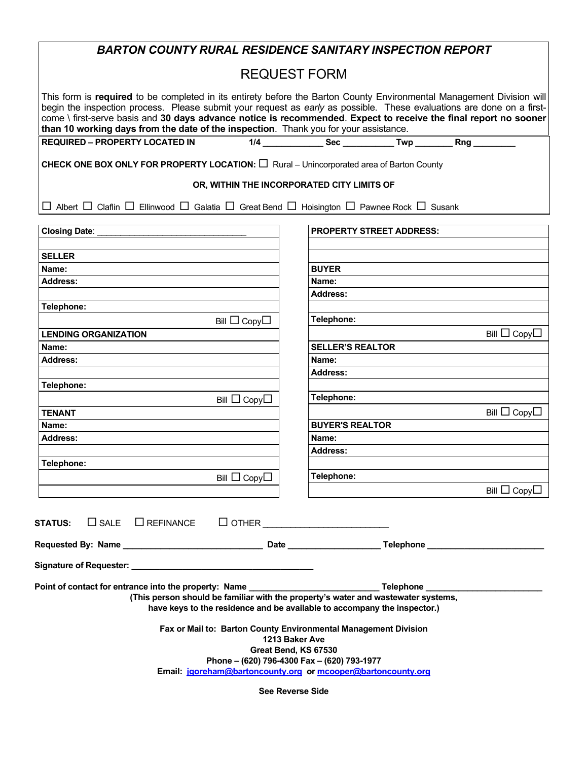# *BARTON COUNTY RURAL RESIDENCE SANITARY INSPECTION REPORT*

## REQUEST FORM

This form is **required** to be completed in its entirety before the Barton County Environmental Management Division will begin the inspection process. Please submit your request as *early* as possible. These evaluations are done on a first-come \ first-serve basis and **30 days advance notice is recommended**. **Expect to receive the final report no sooner than 10 working days from the date of the inspection**. Thank you for your assistance.

**REQUIRED – PROPERTY LOCATED IN** **1/4** ____________ **Sec** __________ **Twp** _______ **Rng** ________

**CHECK ONE BOX ONLY FOR PROPERTY LOCATION:** ☐ Rural – Unincorporated area of Barton County

**OR, WITHIN THE INCORPORATED CITY LIMITS OF**

☐ Albert ☐ Claflin ☐ Ellinwood ☐ Galatia ☐ Great Bend ☐ Hoisington ☐ Pawnee Rock ☐ Susank

| | |
|---|---|
| **Closing Date**: _______________________________ | **PROPERTY STREET ADDRESS:** |
| | |
| **SELLER** | |
| **Name:** | **BUYER** |
| **Address:** | **Name:** |
| | **Address:** |
| **Telephone:** | |
| Bill ☐ Copy☐ | **Telephone:** |
| **LENDING ORGANIZATION** | Bill ☐ Copy☐ |
| **Name:** | **SELLER'S REALTOR** |
| **Address:** | **Name:** |
| | **Address:** |
| **Telephone:** | |
| Bill ☐ Copy☐ | **Telephone:** |
| **TENANT** | Bill ☐ Copy☐ |
| **Name:** | **BUYER'S REALTOR** |
| **Address:** | **Name:** |
| | **Address:** |
| **Telephone:** | |
| Bill ☐ Copy☐ | **Telephone:** |
| | Bill ☐ Copy☐ |

**STATUS:** ☐ SALE ☐ REFINANCE ☐ OTHER _________________________

**Requested By: Name** _____________________________ **Date** ___________________ **Telephone** ________________________

**Signature of Requester:** ______________________________________

**Point of contact for entrance into the property: Name** ___________________________ **Telephone** _______________________

**(This person should be familiar with the property's water and wastewater systems, have keys to the residence and be available to accompany the inspector.)**

**Fax or Mail to: Barton County Environmental Management Division**
**1213 Baker Ave**
**Great Bend, KS 67530**
**Phone – (620) 796-4300 Fax – (620) 793-1977**
**Email: jgoreham@bartoncounty.org or mcooper@bartoncounty.org**

**See Reverse Side**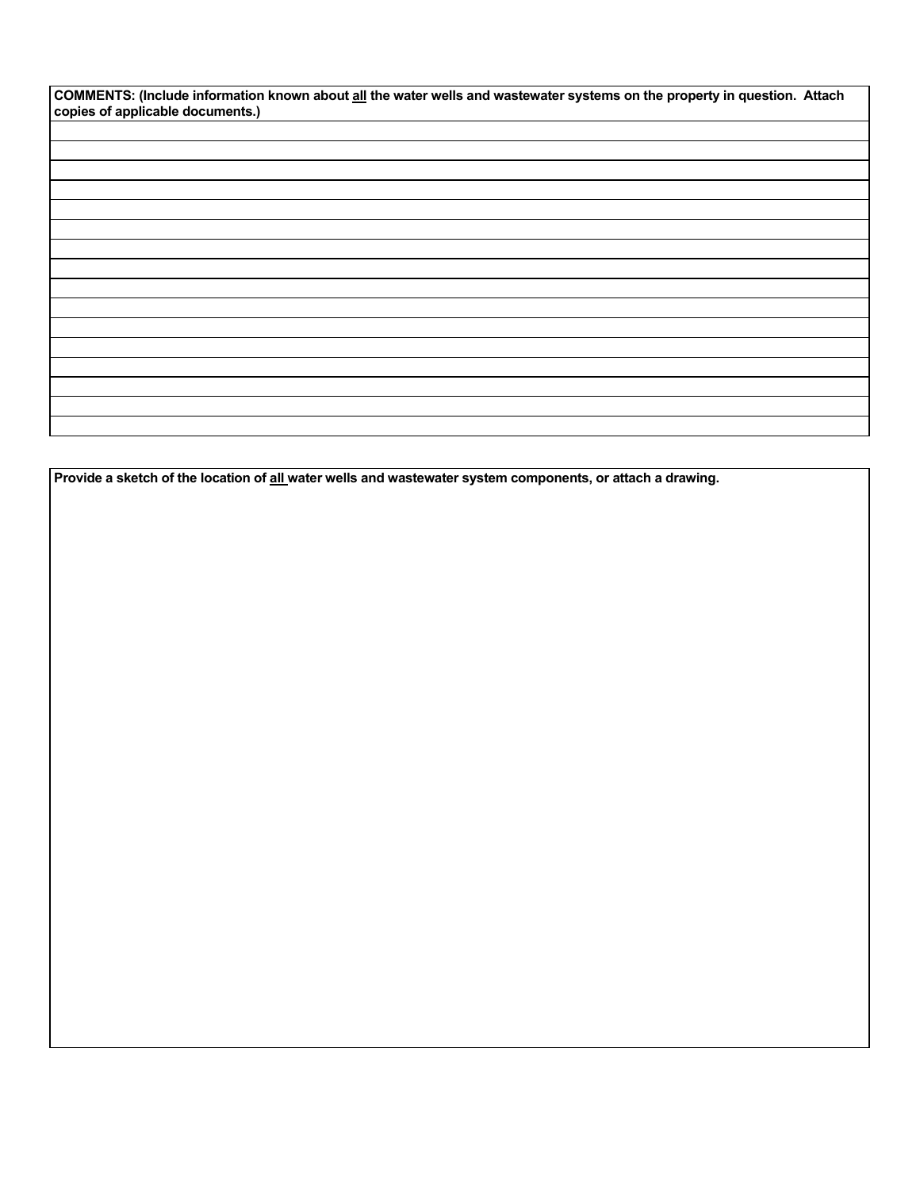**COMMENTS: (Include information known about <u>all</u> the water wells and wastewater systems on the property in question. Attach copies of applicable documents.)**

**Provide a sketch of the location of <u>all</u> water wells and wastewater system components, or attach a drawing.**